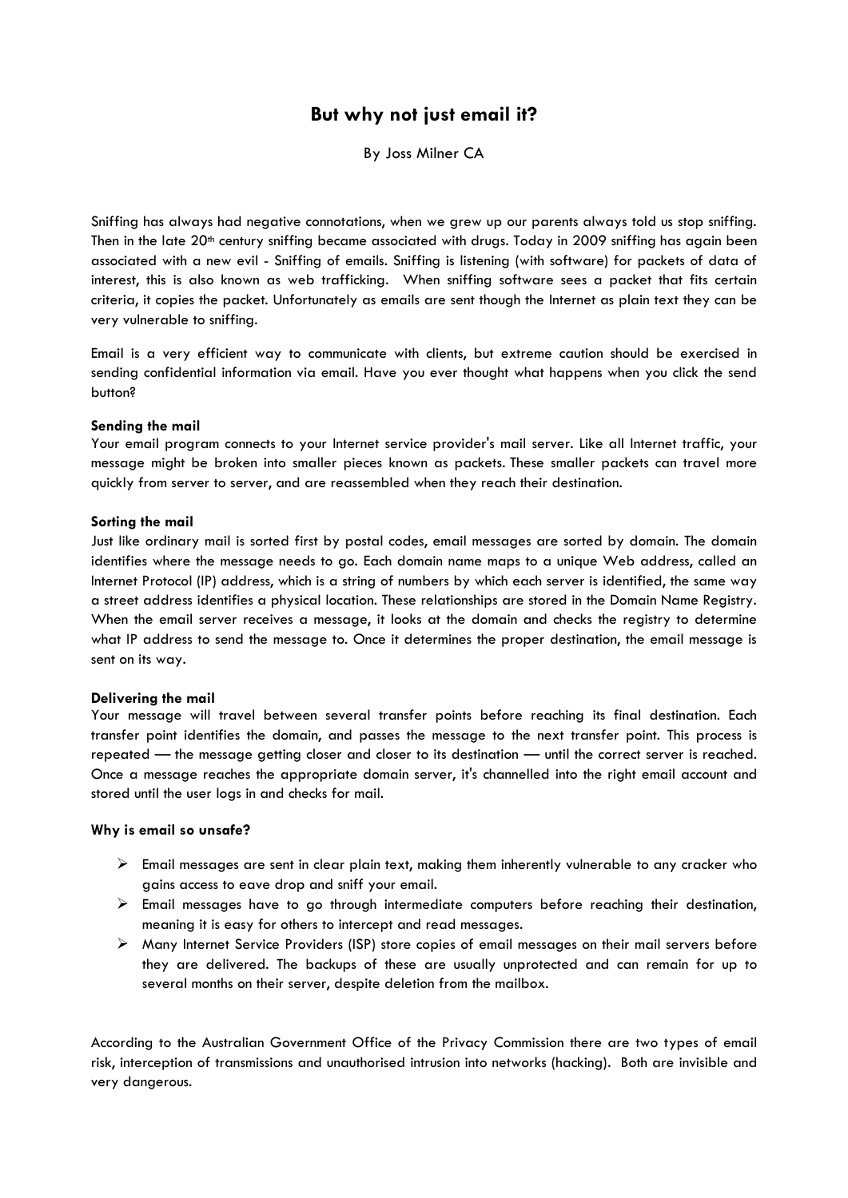# But why not just email it?

By Joss Milner CA

Sniffing has always had negative connotations, when we grew up our parents always told us stop sniffing. Then in the late 20th century sniffing became associated with drugs. Today in 2009 sniffing has again been associated with a new evil - Sniffing of emails. Sniffing is listening (with software) for packets of data of interest, this is also known as web trafficking. When sniffing software sees a packet that fits certain criteria, it copies the packet. Unfortunately as emails are sent though the Internet as plain text they can be very vulnerable to sniffing.

Email is a very efficient way to communicate with clients, but extreme caution should be exercised in sending confidential information via email. Have you ever thought what happens when you click the send button?

**Sending the mail**

Your email program connects to your Internet service provider's mail server. Like all Internet traffic, your message might be broken into smaller pieces known as packets. These smaller packets can travel more quickly from server to server, and are reassembled when they reach their destination.

**Sorting the mail**

Just like ordinary mail is sorted first by postal codes, email messages are sorted by domain. The domain identifies where the message needs to go. Each domain name maps to a unique Web address, called an Internet Protocol (IP) address, which is a string of numbers by which each server is identified, the same way a street address identifies a physical location. These relationships are stored in the Domain Name Registry. When the email server receives a message, it looks at the domain and checks the registry to determine what IP address to send the message to. Once it determines the proper destination, the email message is sent on its way.

**Delivering the mail**

Your message will travel between several transfer points before reaching its final destination. Each transfer point identifies the domain, and passes the message to the next transfer point. This process is repeated — the message getting closer and closer to its destination — until the correct server is reached. Once a message reaches the appropriate domain server, it's channelled into the right email account and stored until the user logs in and checks for mail.

**Why is email so unsafe?**

- Email messages are sent in clear plain text, making them inherently vulnerable to any cracker who gains access to eave drop and sniff your email.
- Email messages have to go through intermediate computers before reaching their destination, meaning it is easy for others to intercept and read messages.
- Many Internet Service Providers (ISP) store copies of email messages on their mail servers before they are delivered. The backups of these are usually unprotected and can remain for up to several months on their server, despite deletion from the mailbox.

According to the Australian Government Office of the Privacy Commission there are two types of email risk, interception of transmissions and unauthorised intrusion into networks (hacking). Both are invisible and very dangerous.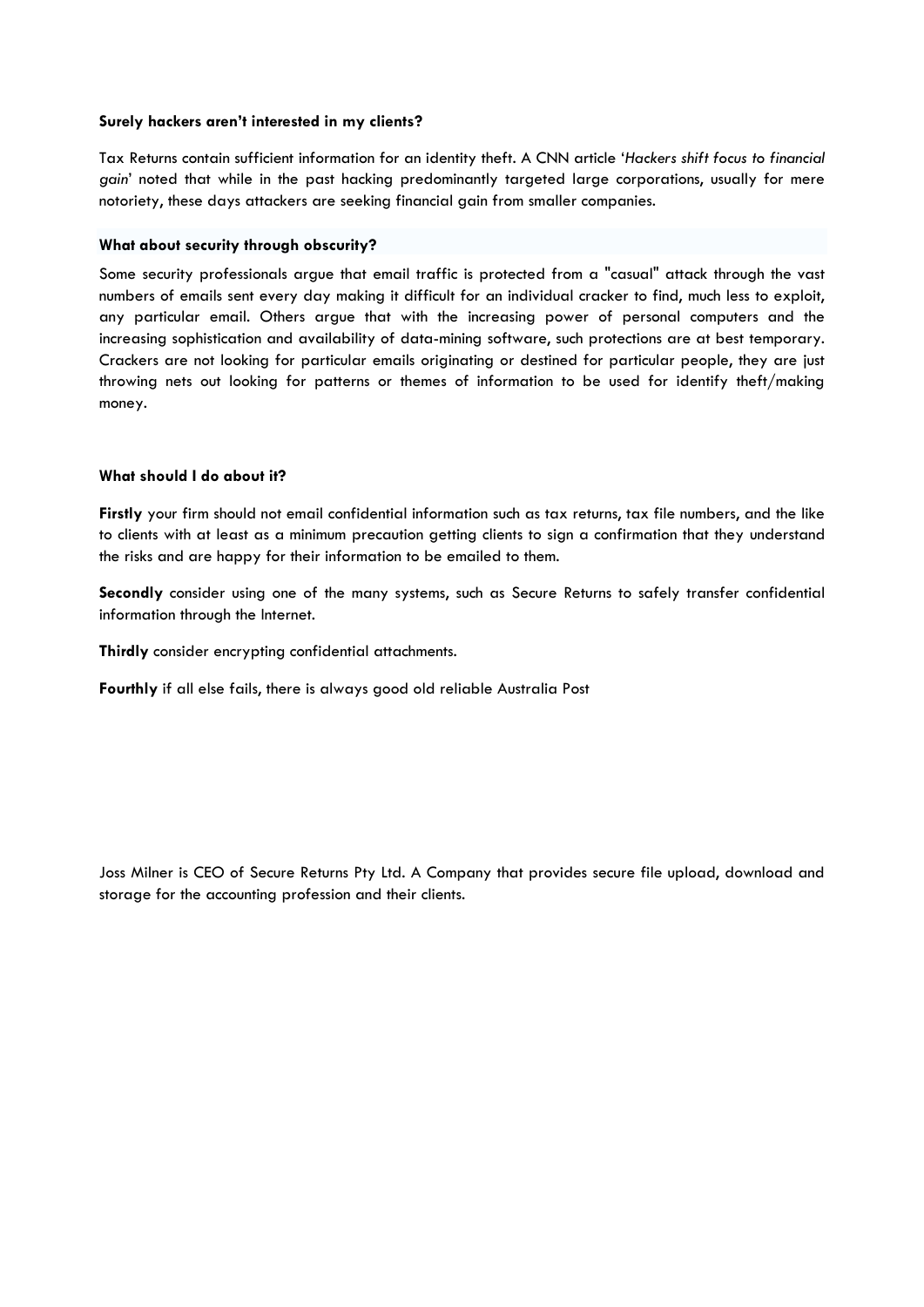**Surely hackers aren't interested in my clients?**

Tax Returns contain sufficient information for an identity theft. A CNN article '*Hackers shift focus to financial gain*' noted that while in the past hacking predominantly targeted large corporations, usually for mere notoriety, these days attackers are seeking financial gain from smaller companies.

**What about security through obscurity?**

Some security professionals argue that email traffic is protected from a "casual" attack through the vast numbers of emails sent every day making it difficult for an individual cracker to find, much less to exploit, any particular email. Others argue that with the increasing power of personal computers and the increasing sophistication and availability of data-mining software, such protections are at best temporary. Crackers are not looking for particular emails originating or destined for particular people, they are just throwing nets out looking for patterns or themes of information to be used for identify theft/making money.

**What should I do about it?**

**Firstly** your firm should not email confidential information such as tax returns, tax file numbers, and the like to clients with at least as a minimum precaution getting clients to sign a confirmation that they understand the risks and are happy for their information to be emailed to them.

**Secondly** consider using one of the many systems, such as Secure Returns to safely transfer confidential information through the Internet.

**Thirdly** consider encrypting confidential attachments.

**Fourthly** if all else fails, there is always good old reliable Australia Post

Joss Milner is CEO of Secure Returns Pty Ltd. A Company that provides secure file upload, download and storage for the accounting profession and their clients.